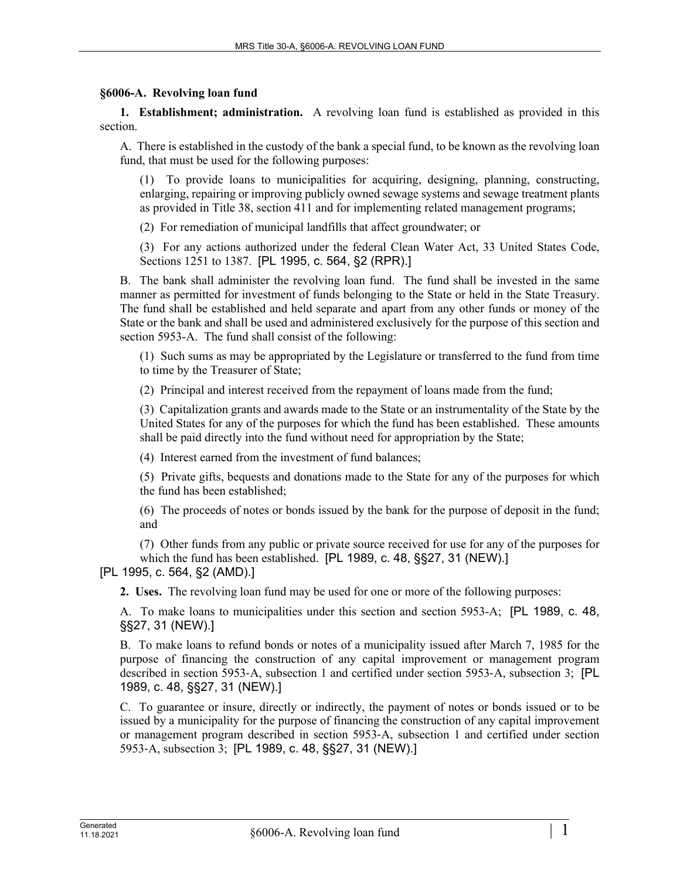## §6006-A. Revolving loan fund

**1. Establishment; administration.** A revolving loan fund is established as provided in this section.

A. There is established in the custody of the bank a special fund, to be known as the revolving loan fund, that must be used for the following purposes:

(1) To provide loans to municipalities for acquiring, designing, planning, constructing, enlarging, repairing or improving publicly owned sewage systems and sewage treatment plants as provided in Title 38, section 411 and for implementing related management programs;

(2) For remediation of municipal landfills that affect groundwater; or

(3) For any actions authorized under the federal Clean Water Act, 33 United States Code, Sections 1251 to 1387. [PL 1995, c. 564, §2 (RPR).]

B. The bank shall administer the revolving loan fund. The fund shall be invested in the same manner as permitted for investment of funds belonging to the State or held in the State Treasury. The fund shall be established and held separate and apart from any other funds or money of the State or the bank and shall be used and administered exclusively for the purpose of this section and section 5953-A. The fund shall consist of the following:

(1) Such sums as may be appropriated by the Legislature or transferred to the fund from time to time by the Treasurer of State;

(2) Principal and interest received from the repayment of loans made from the fund;

(3) Capitalization grants and awards made to the State or an instrumentality of the State by the United States for any of the purposes for which the fund has been established. These amounts shall be paid directly into the fund without need for appropriation by the State;

(4) Interest earned from the investment of fund balances;

(5) Private gifts, bequests and donations made to the State for any of the purposes for which the fund has been established;

(6) The proceeds of notes or bonds issued by the bank for the purpose of deposit in the fund; and

(7) Other funds from any public or private source received for use for any of the purposes for which the fund has been established. [PL 1989, c. 48, §§27, 31 (NEW).]

[PL 1995, c. 564, §2 (AMD).]

**2. Uses.** The revolving loan fund may be used for one or more of the following purposes:

A. To make loans to municipalities under this section and section 5953-A; [PL 1989, c. 48, §§27, 31 (NEW).]

B. To make loans to refund bonds or notes of a municipality issued after March 7, 1985 for the purpose of financing the construction of any capital improvement or management program described in section 5953-A, subsection 1 and certified under section 5953-A, subsection 3; [PL 1989, c. 48, §§27, 31 (NEW).]

C. To guarantee or insure, directly or indirectly, the payment of notes or bonds issued or to be issued by a municipality for the purpose of financing the construction of any capital improvement or management program described in section 5953-A, subsection 1 and certified under section 5953-A, subsection 3; [PL 1989, c. 48, §§27, 31 (NEW).]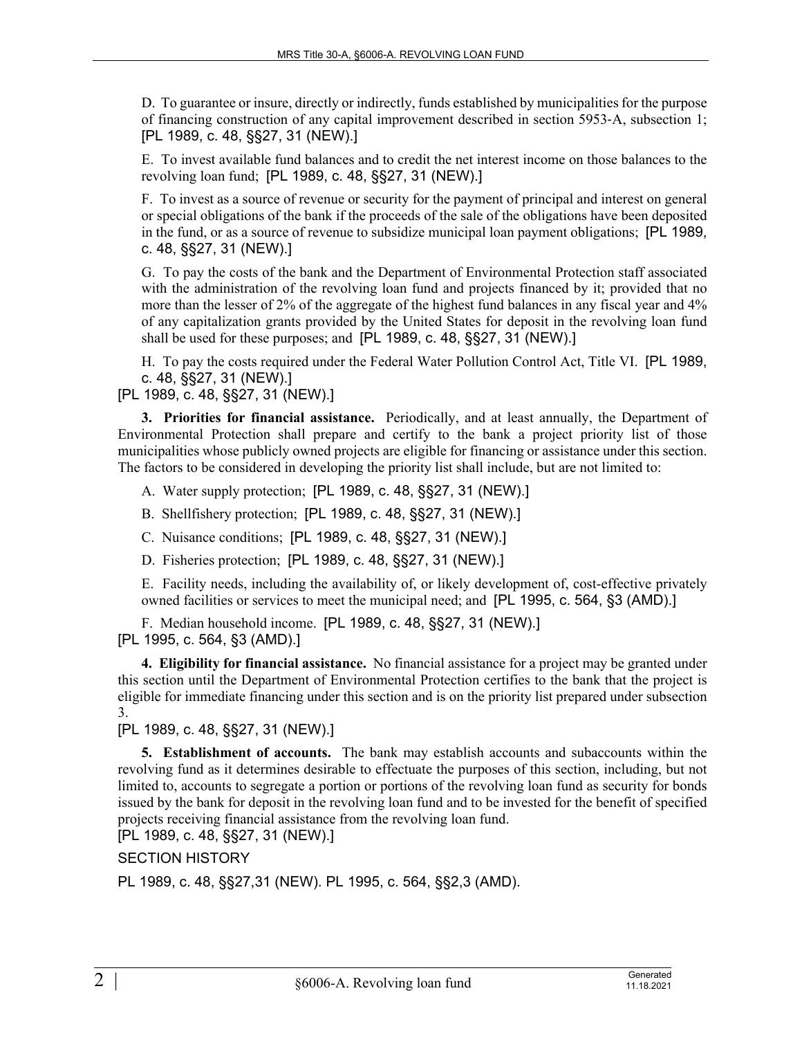D. To guarantee or insure, directly or indirectly, funds established by municipalities for the purpose of financing construction of any capital improvement described in section 5953-A, subsection 1; [PL 1989, c. 48, §§27, 31 (NEW).]

E. To invest available fund balances and to credit the net interest income on those balances to the revolving loan fund; [PL 1989, c. 48, §§27, 31 (NEW).]

F. To invest as a source of revenue or security for the payment of principal and interest on general or special obligations of the bank if the proceeds of the sale of the obligations have been deposited in the fund, or as a source of revenue to subsidize municipal loan payment obligations; [PL 1989, c. 48, §§27, 31 (NEW).]

G. To pay the costs of the bank and the Department of Environmental Protection staff associated with the administration of the revolving loan fund and projects financed by it; provided that no more than the lesser of 2% of the aggregate of the highest fund balances in any fiscal year and 4% of any capitalization grants provided by the United States for deposit in the revolving loan fund shall be used for these purposes; and [PL 1989, c. 48, §§27, 31 (NEW).]

H. To pay the costs required under the Federal Water Pollution Control Act, Title VI. [PL 1989, c. 48, §§27, 31 (NEW).]

[PL 1989, c. 48, §§27, 31 (NEW).]

**3. Priorities for financial assistance.** Periodically, and at least annually, the Department of Environmental Protection shall prepare and certify to the bank a project priority list of those municipalities whose publicly owned projects are eligible for financing or assistance under this section. The factors to be considered in developing the priority list shall include, but are not limited to:

A. Water supply protection; [PL 1989, c. 48, §§27, 31 (NEW).]

B. Shellfishery protection; [PL 1989, c. 48, §§27, 31 (NEW).]

C. Nuisance conditions; [PL 1989, c. 48, §§27, 31 (NEW).]

D. Fisheries protection; [PL 1989, c. 48, §§27, 31 (NEW).]

E. Facility needs, including the availability of, or likely development of, cost-effective privately owned facilities or services to meet the municipal need; and [PL 1995, c. 564, §3 (AMD).]

F. Median household income. [PL 1989, c. 48, §§27, 31 (NEW).]

[PL 1995, c. 564, §3 (AMD).]

**4. Eligibility for financial assistance.** No financial assistance for a project may be granted under this section until the Department of Environmental Protection certifies to the bank that the project is eligible for immediate financing under this section and is on the priority list prepared under subsection 3.

[PL 1989, c. 48, §§27, 31 (NEW).]

**5. Establishment of accounts.** The bank may establish accounts and subaccounts within the revolving fund as it determines desirable to effectuate the purposes of this section, including, but not limited to, accounts to segregate a portion or portions of the revolving loan fund as security for bonds issued by the bank for deposit in the revolving loan fund and to be invested for the benefit of specified projects receiving financial assistance from the revolving loan fund.

[PL 1989, c. 48, §§27, 31 (NEW).]

SECTION HISTORY

PL 1989, c. 48, §§27,31 (NEW). PL 1995, c. 564, §§2,3 (AMD).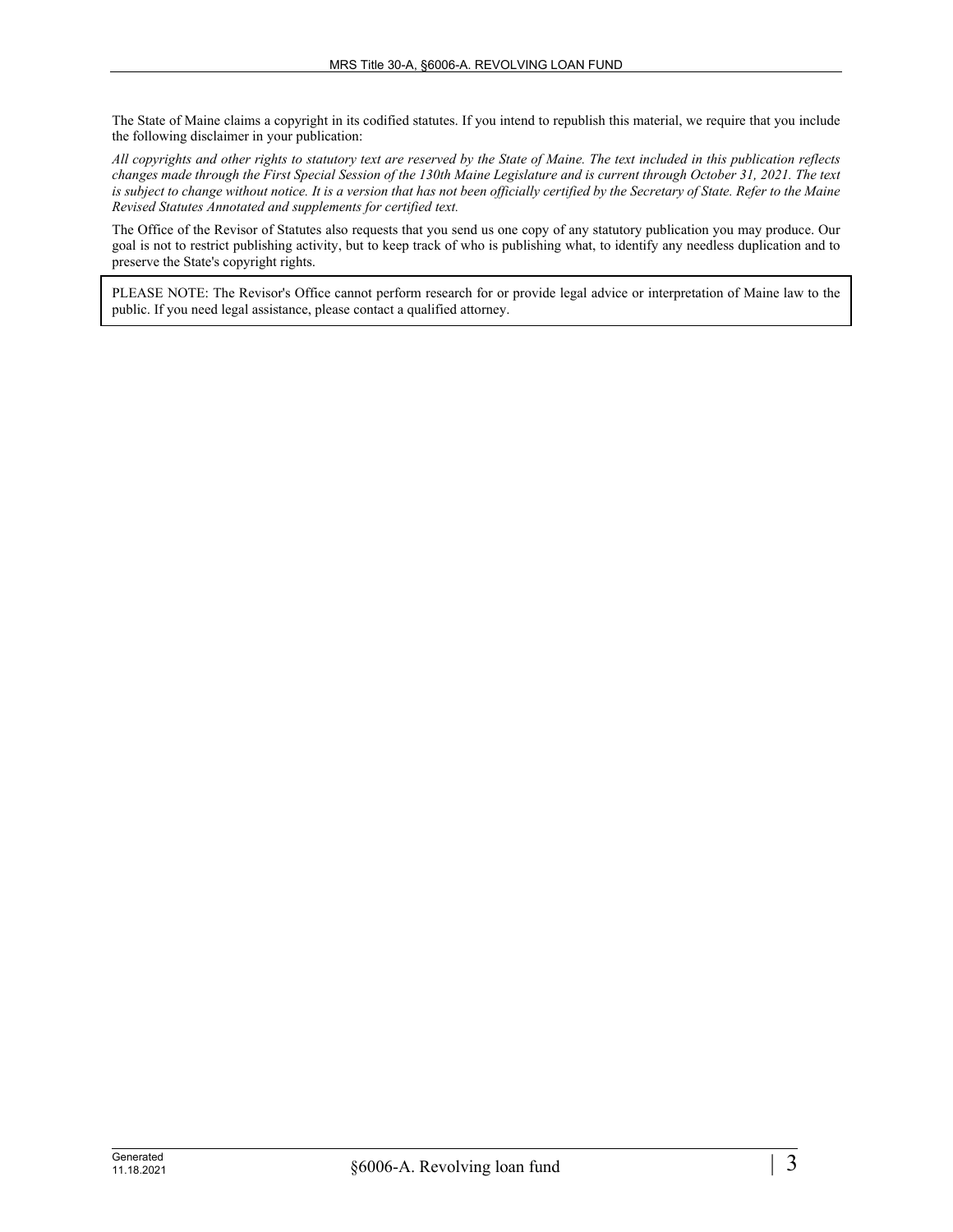The State of Maine claims a copyright in its codified statutes. If you intend to republish this material, we require that you include the following disclaimer in your publication:

*All copyrights and other rights to statutory text are reserved by the State of Maine. The text included in this publication reflects changes made through the First Special Session of the 130th Maine Legislature and is current through October 31, 2021. The text is subject to change without notice. It is a version that has not been officially certified by the Secretary of State. Refer to the Maine Revised Statutes Annotated and supplements for certified text.*

The Office of the Revisor of Statutes also requests that you send us one copy of any statutory publication you may produce. Our goal is not to restrict publishing activity, but to keep track of who is publishing what, to identify any needless duplication and to preserve the State's copyright rights.

PLEASE NOTE: The Revisor's Office cannot perform research for or provide legal advice or interpretation of Maine law to the public. If you need legal assistance, please contact a qualified attorney.